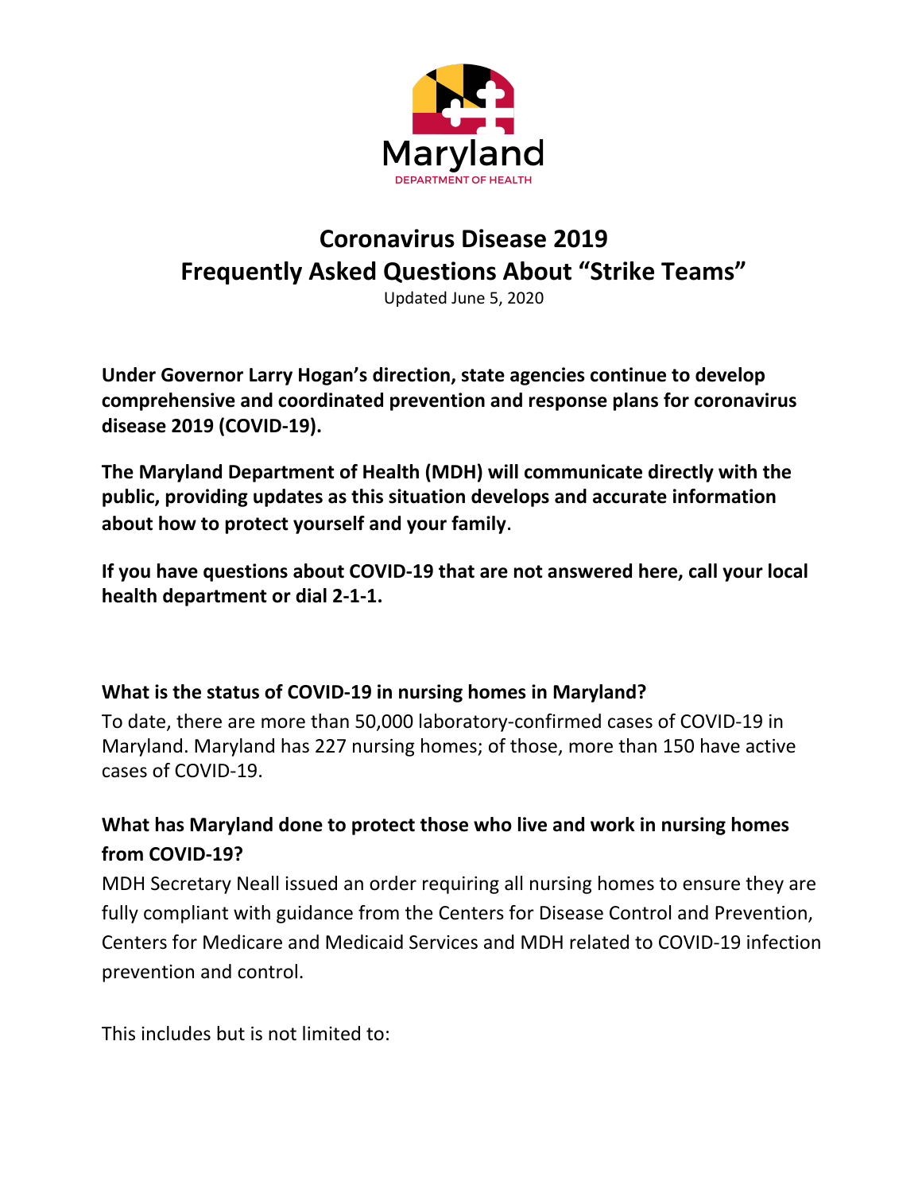Maryland

DEPARTMENT OF HEALTH

# Coronavirus Disease 2019
# Frequently Asked Questions About "Strike Teams"

Updated June 5, 2020

**Under Governor Larry Hogan's direction, state agencies continue to develop comprehensive and coordinated prevention and response plans for coronavirus disease 2019 (COVID-19).**

**The Maryland Department of Health (MDH) will communicate directly with the public, providing updates as this situation develops and accurate information about how to protect yourself and your family.**

**If you have questions about COVID-19 that are not answered here, call your local health department or dial 2-1-1.**

### What is the status of COVID-19 in nursing homes in Maryland?

To date, there are more than 50,000 laboratory-confirmed cases of COVID-19 in Maryland. Maryland has 227 nursing homes; of those, more than 150 have active cases of COVID-19.

### What has Maryland done to protect those who live and work in nursing homes from COVID-19?

MDH Secretary Neall issued an order requiring all nursing homes to ensure they are fully compliant with guidance from the Centers for Disease Control and Prevention, Centers for Medicare and Medicaid Services and MDH related to COVID-19 infection prevention and control.

This includes but is not limited to: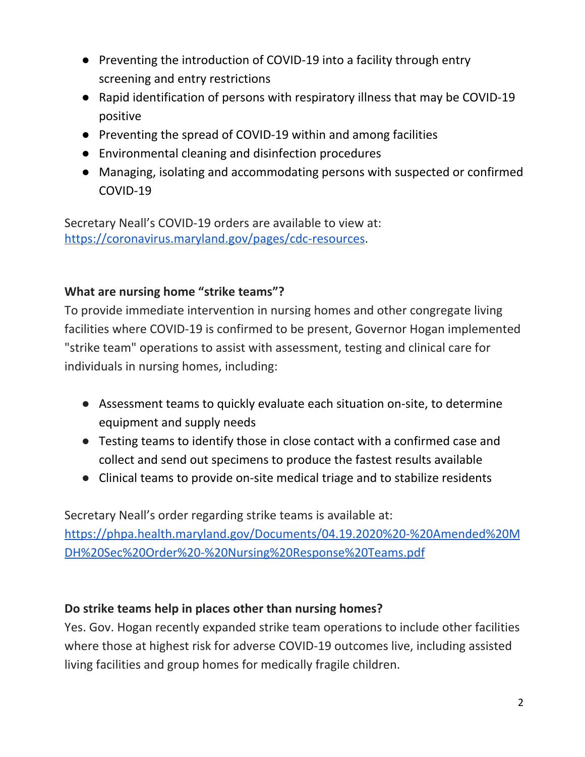- Preventing the introduction of COVID-19 into a facility through entry screening and entry restrictions
- Rapid identification of persons with respiratory illness that may be COVID-19 positive
- Preventing the spread of COVID-19 within and among facilities
- Environmental cleaning and disinfection procedures
- Managing, isolating and accommodating persons with suspected or confirmed COVID-19

Secretary Neall's COVID-19 orders are available to view at: [https://coronavirus.maryland.gov/pages/cdc-resources](https://coronavirus.maryland.gov/pages/cdc-resources).

**What are nursing home "strike teams"?**

To provide immediate intervention in nursing homes and other congregate living facilities where COVID-19 is confirmed to be present, Governor Hogan implemented "strike team" operations to assist with assessment, testing and clinical care for individuals in nursing homes, including:

- Assessment teams to quickly evaluate each situation on-site, to determine equipment and supply needs
- Testing teams to identify those in close contact with a confirmed case and collect and send out specimens to produce the fastest results available
- Clinical teams to provide on-site medical triage and to stabilize residents

Secretary Neall's order regarding strike teams is available at: [https://phpa.health.maryland.gov/Documents/04.19.2020%20-%20Amended%20MDH%20Sec%20Order%20-%20Nursing%20Response%20Teams.pdf](https://phpa.health.maryland.gov/Documents/04.19.2020%20-%20Amended%20MDH%20Sec%20Order%20-%20Nursing%20Response%20Teams.pdf)

**Do strike teams help in places other than nursing homes?**

Yes. Gov. Hogan recently expanded strike team operations to include other facilities where those at highest risk for adverse COVID-19 outcomes live, including assisted living facilities and group homes for medically fragile children.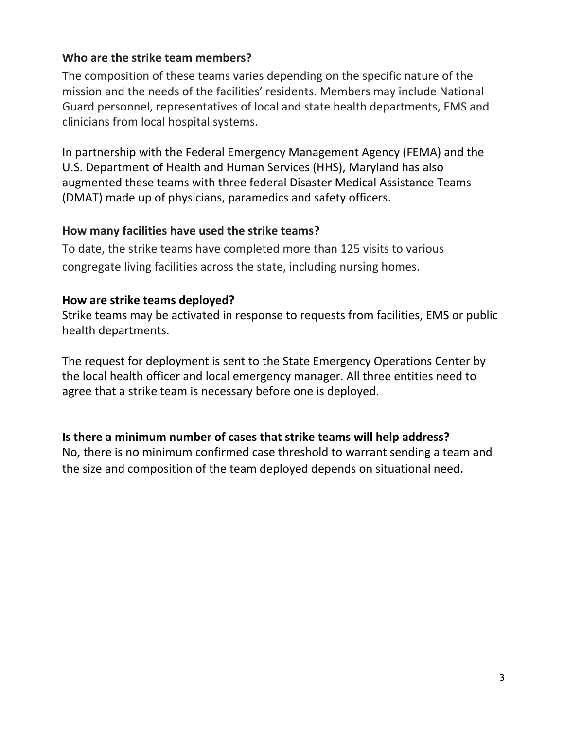**Who are the strike team members?**

The composition of these teams varies depending on the specific nature of the mission and the needs of the facilities' residents. Members may include National Guard personnel, representatives of local and state health departments, EMS and clinicians from local hospital systems.

In partnership with the Federal Emergency Management Agency (FEMA) and the U.S. Department of Health and Human Services (HHS), Maryland has also augmented these teams with three federal Disaster Medical Assistance Teams (DMAT) made up of physicians, paramedics and safety officers.

**How many facilities have used the strike teams?**

To date, the strike teams have completed more than 125 visits to various congregate living facilities across the state, including nursing homes.

**How are strike teams deployed?**

Strike teams may be activated in response to requests from facilities, EMS or public health departments.

The request for deployment is sent to the State Emergency Operations Center by the local health officer and local emergency manager. All three entities need to agree that a strike team is necessary before one is deployed.

**Is there a minimum number of cases that strike teams will help address?**

No, there is no minimum confirmed case threshold to warrant sending a team and the size and composition of the team deployed depends on situational need.